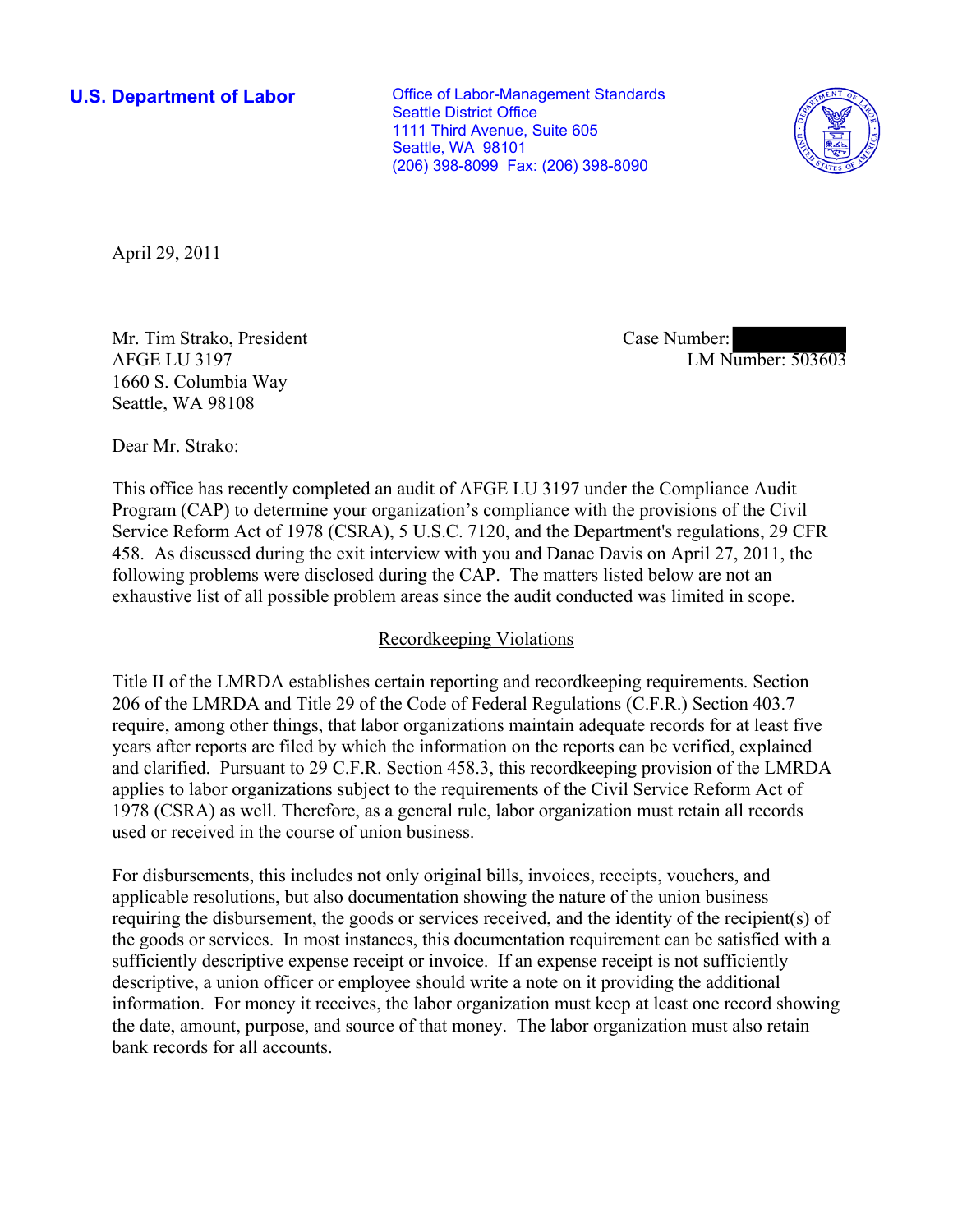**U.S. Department of Labor**

Office of Labor-Management Standards
Seattle District Office
1111 Third Avenue, Suite 605
Seattle, WA 98101
(206) 398-8099 Fax: (206) 398-8090

April 29, 2011

Mr. Tim Strako, President
AFGE LU 3197
1660 S. Columbia Way
Seattle, WA 98108

Case Number: [redacted]
LM Number: 503603

Dear Mr. Strako:

This office has recently completed an audit of AFGE LU 3197 under the Compliance Audit Program (CAP) to determine your organization's compliance with the provisions of the Civil Service Reform Act of 1978 (CSRA), 5 U.S.C. 7120, and the Department's regulations, 29 CFR 458. As discussed during the exit interview with you and Danae Davis on April 27, 2011, the following problems were disclosed during the CAP. The matters listed below are not an exhaustive list of all possible problem areas since the audit conducted was limited in scope.

## Recordkeeping Violations

Title II of the LMRDA establishes certain reporting and recordkeeping requirements. Section 206 of the LMRDA and Title 29 of the Code of Federal Regulations (C.F.R.) Section 403.7 require, among other things, that labor organizations maintain adequate records for at least five years after reports are filed by which the information on the reports can be verified, explained and clarified. Pursuant to 29 C.F.R. Section 458.3, this recordkeeping provision of the LMRDA applies to labor organizations subject to the requirements of the Civil Service Reform Act of 1978 (CSRA) as well. Therefore, as a general rule, labor organization must retain all records used or received in the course of union business.

For disbursements, this includes not only original bills, invoices, receipts, vouchers, and applicable resolutions, but also documentation showing the nature of the union business requiring the disbursement, the goods or services received, and the identity of the recipient(s) of the goods or services. In most instances, this documentation requirement can be satisfied with a sufficiently descriptive expense receipt or invoice. If an expense receipt is not sufficiently descriptive, a union officer or employee should write a note on it providing the additional information. For money it receives, the labor organization must keep at least one record showing the date, amount, purpose, and source of that money. The labor organization must also retain bank records for all accounts.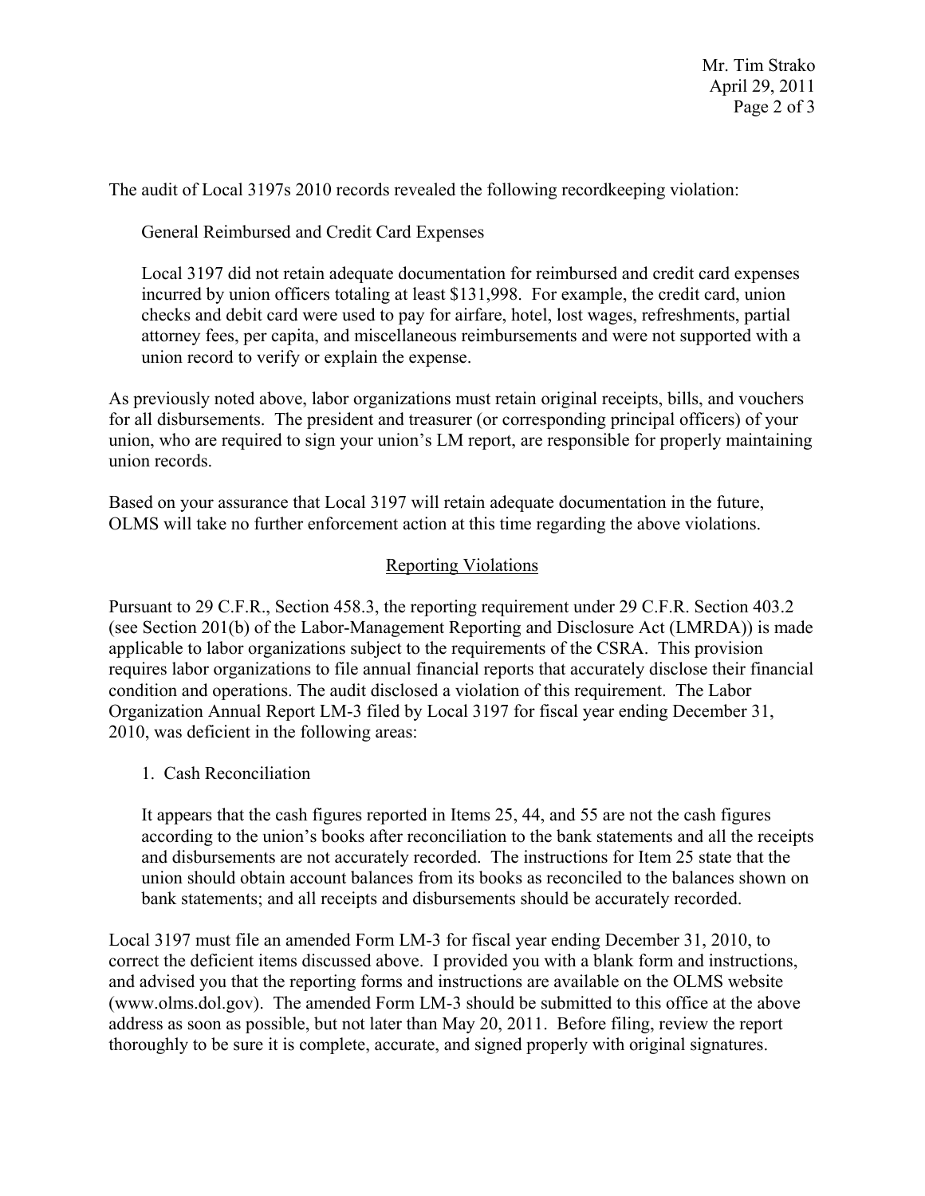The audit of Local 3197s 2010 records revealed the following recordkeeping violation:

General Reimbursed and Credit Card Expenses

Local 3197 did not retain adequate documentation for reimbursed and credit card expenses incurred by union officers totaling at least $131,998. For example, the credit card, union checks and debit card were used to pay for airfare, hotel, lost wages, refreshments, partial attorney fees, per capita, and miscellaneous reimbursements and were not supported with a union record to verify or explain the expense.

As previously noted above, labor organizations must retain original receipts, bills, and vouchers for all disbursements. The president and treasurer (or corresponding principal officers) of your union, who are required to sign your union's LM report, are responsible for properly maintaining union records.

Based on your assurance that Local 3197 will retain adequate documentation in the future, OLMS will take no further enforcement action at this time regarding the above violations.

## Reporting Violations

Pursuant to 29 C.F.R., Section 458.3, the reporting requirement under 29 C.F.R. Section 403.2 (see Section 201(b) of the Labor-Management Reporting and Disclosure Act (LMRDA)) is made applicable to labor organizations subject to the requirements of the CSRA. This provision requires labor organizations to file annual financial reports that accurately disclose their financial condition and operations. The audit disclosed a violation of this requirement. The Labor Organization Annual Report LM-3 filed by Local 3197 for fiscal year ending December 31, 2010, was deficient in the following areas:

1. Cash Reconciliation

It appears that the cash figures reported in Items 25, 44, and 55 are not the cash figures according to the union's books after reconciliation to the bank statements and all the receipts and disbursements are not accurately recorded. The instructions for Item 25 state that the union should obtain account balances from its books as reconciled to the balances shown on bank statements; and all receipts and disbursements should be accurately recorded.

Local 3197 must file an amended Form LM-3 for fiscal year ending December 31, 2010, to correct the deficient items discussed above. I provided you with a blank form and instructions, and advised you that the reporting forms and instructions are available on the OLMS website (www.olms.dol.gov). The amended Form LM-3 should be submitted to this office at the above address as soon as possible, but not later than May 20, 2011. Before filing, review the report thoroughly to be sure it is complete, accurate, and signed properly with original signatures.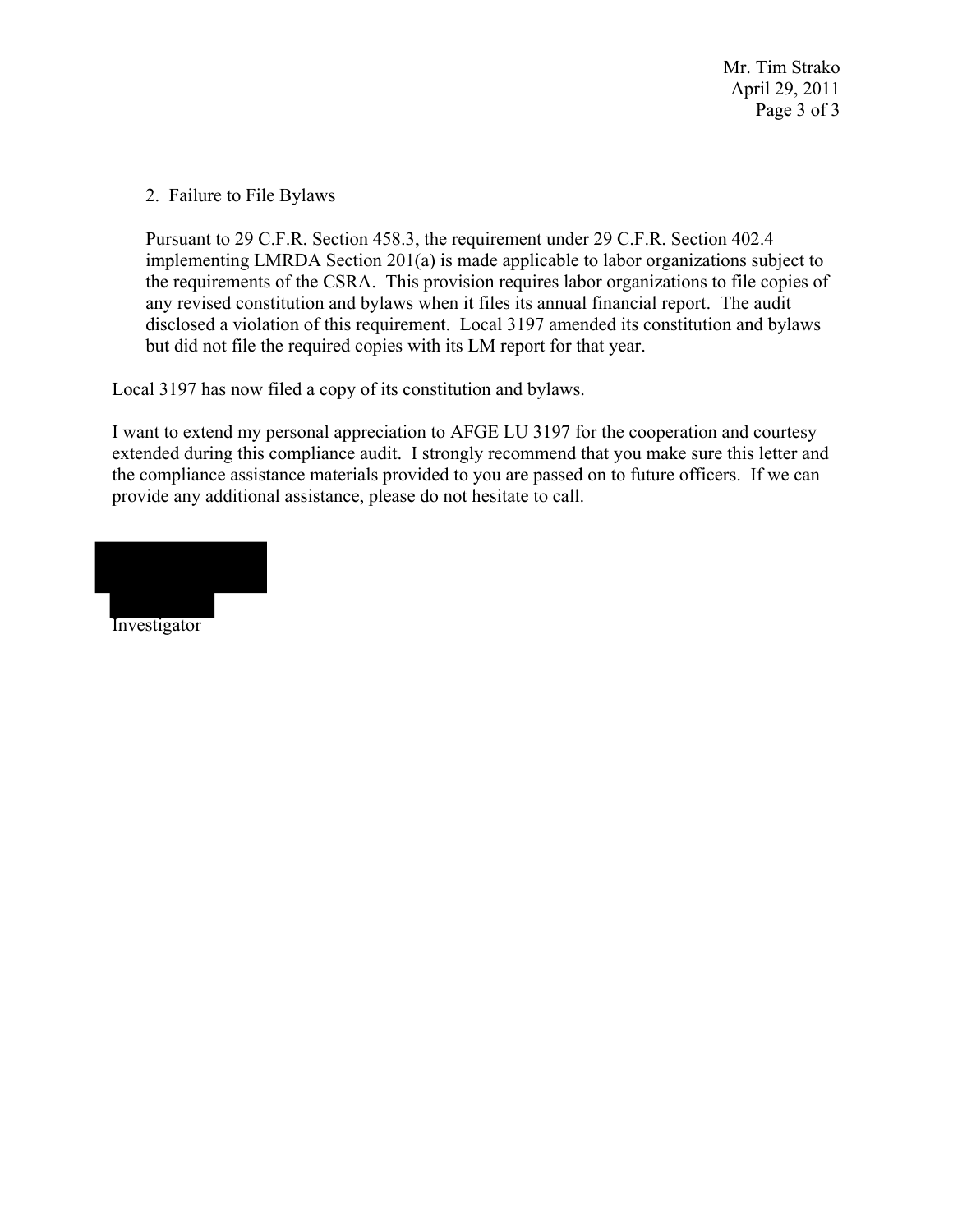2. Failure to File Bylaws

Pursuant to 29 C.F.R. Section 458.3, the requirement under 29 C.F.R. Section 402.4 implementing LMRDA Section 201(a) is made applicable to labor organizations subject to the requirements of the CSRA. This provision requires labor organizations to file copies of any revised constitution and bylaws when it files its annual financial report. The audit disclosed a violation of this requirement. Local 3197 amended its constitution and bylaws but did not file the required copies with its LM report for that year.

Local 3197 has now filed a copy of its constitution and bylaws.

I want to extend my personal appreciation to AFGE LU 3197 for the cooperation and courtesy extended during this compliance audit. I strongly recommend that you make sure this letter and the compliance assistance materials provided to you are passed on to future officers. If we can provide any additional assistance, please do not hesitate to call.

Investigator